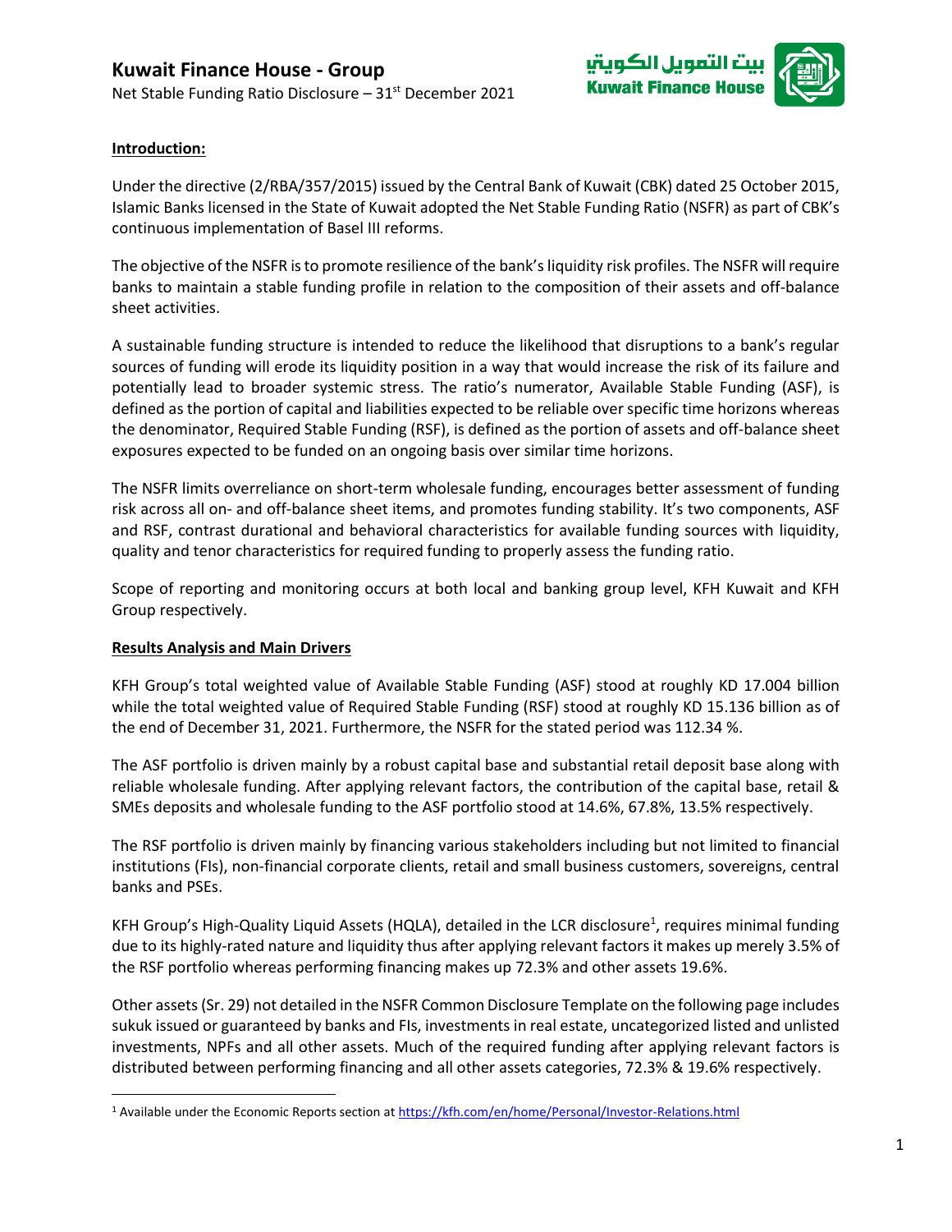# Kuwait Finance House - Group

Net Stable Funding Ratio Disclosure – 31st December 2021

**Introduction:**

Under the directive (2/RBA/357/2015) issued by the Central Bank of Kuwait (CBK) dated 25 October 2015, Islamic Banks licensed in the State of Kuwait adopted the Net Stable Funding Ratio (NSFR) as part of CBK's continuous implementation of Basel III reforms.

The objective of the NSFR is to promote resilience of the bank's liquidity risk profiles. The NSFR will require banks to maintain a stable funding profile in relation to the composition of their assets and off-balance sheet activities.

A sustainable funding structure is intended to reduce the likelihood that disruptions to a bank's regular sources of funding will erode its liquidity position in a way that would increase the risk of its failure and potentially lead to broader systemic stress. The ratio's numerator, Available Stable Funding (ASF), is defined as the portion of capital and liabilities expected to be reliable over specific time horizons whereas the denominator, Required Stable Funding (RSF), is defined as the portion of assets and off-balance sheet exposures expected to be funded on an ongoing basis over similar time horizons.

The NSFR limits overreliance on short-term wholesale funding, encourages better assessment of funding risk across all on- and off-balance sheet items, and promotes funding stability. It's two components, ASF and RSF, contrast durational and behavioral characteristics for available funding sources with liquidity, quality and tenor characteristics for required funding to properly assess the funding ratio.

Scope of reporting and monitoring occurs at both local and banking group level, KFH Kuwait and KFH Group respectively.

**Results Analysis and Main Drivers**

KFH Group's total weighted value of Available Stable Funding (ASF) stood at roughly KD 17.004 billion while the total weighted value of Required Stable Funding (RSF) stood at roughly KD 15.136 billion as of the end of December 31, 2021. Furthermore, the NSFR for the stated period was 112.34 %.

The ASF portfolio is driven mainly by a robust capital base and substantial retail deposit base along with reliable wholesale funding. After applying relevant factors, the contribution of the capital base, retail & SMEs deposits and wholesale funding to the ASF portfolio stood at 14.6%, 67.8%, 13.5% respectively.

The RSF portfolio is driven mainly by financing various stakeholders including but not limited to financial institutions (FIs), non-financial corporate clients, retail and small business customers, sovereigns, central banks and PSEs.

KFH Group's High-Quality Liquid Assets (HQLA), detailed in the LCR disclosure[1], requires minimal funding due to its highly-rated nature and liquidity thus after applying relevant factors it makes up merely 3.5% of the RSF portfolio whereas performing financing makes up 72.3% and other assets 19.6%.

Other assets (Sr. 29) not detailed in the NSFR Common Disclosure Template on the following page includes sukuk issued or guaranteed by banks and FIs, investments in real estate, uncategorized listed and unlisted investments, NPFs and all other assets. Much of the required funding after applying relevant factors is distributed between performing financing and all other assets categories, 72.3% & 19.6% respectively.

[1] Available under the Economic Reports section at https://kfh.com/en/home/Personal/Investor-Relations.html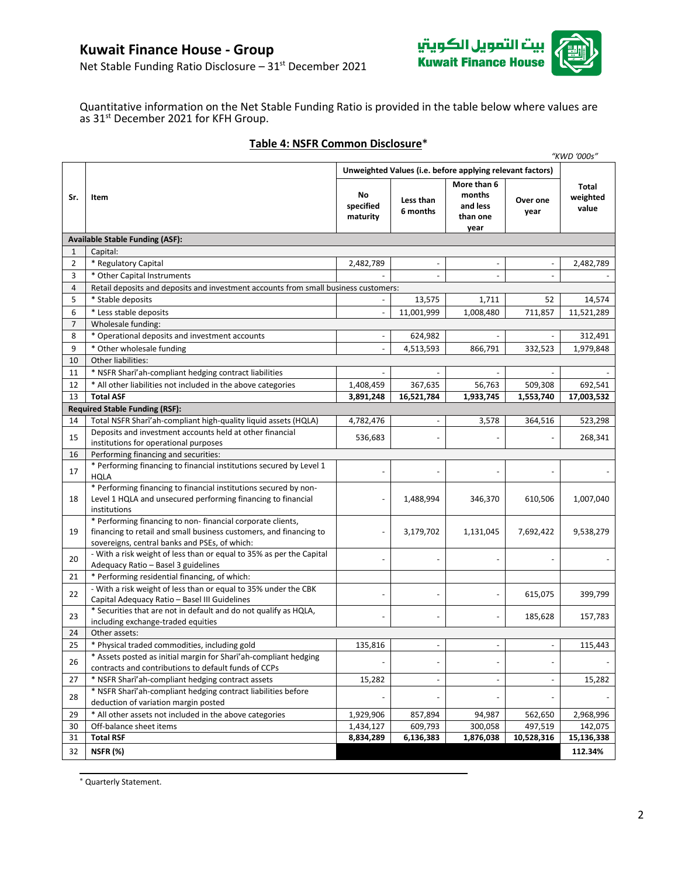Quantitative information on the Net Stable Funding Ratio is provided in the table below where values are as 31st December 2021 for KFH Group.

## Table 4: NSFR Common Disclosure*

*"KWD '000s"*

| Sr. | Item | Unweighted Values (i.e. before applying relevant factors) | | | | Total weighted value |
|---|---|---|---|---|---|---|
| | | No specified maturity | Less than 6 months | More than 6 months and less than one year | Over one year | |
| **Available Stable Funding (ASF):** | | | | | | |
| 1 | Capital: | | | | | |
| 2 | * Regulatory Capital | 2,482,789 | - | - | - | 2,482,789 |
| 3 | * Other Capital Instruments | - | - | - | - | - |
| 4 | Retail deposits and deposits and investment accounts from small business customers: | | | | | |
| 5 | * Stable deposits | - | 13,575 | 1,711 | 52 | 14,574 |
| 6 | * Less stable deposits | - | 11,001,999 | 1,008,480 | 711,857 | 11,521,289 |
| 7 | Wholesale funding: | | | | | |
| 8 | * Operational deposits and investment accounts | - | 624,982 | - | - | 312,491 |
| 9 | * Other wholesale funding | - | 4,513,593 | 866,791 | 332,523 | 1,979,848 |
| 10 | Other liabilities: | | | | | |
| 11 | * NSFR Sharī'ah-compliant hedging contract liabilities | - | - | - | - | - |
| 12 | * All other liabilities not included in the above categories | 1,408,459 | 367,635 | 56,763 | 509,308 | 692,541 |
| 13 | **Total ASF** | **3,891,248** | **16,521,784** | **1,933,745** | **1,553,740** | **17,003,532** |
| **Required Stable Funding (RSF):** | | | | | | |
| 14 | Total NSFR Sharī'ah-compliant high-quality liquid assets (HQLA) | 4,782,476 | - | 3,578 | 364,516 | 523,298 |
| 15 | Deposits and investment accounts held at other financial institutions for operational purposes | 536,683 | - | - | - | 268,341 |
| 16 | Performing financing and securities: | | | | | |
| 17 | * Performing financing to financial institutions secured by Level 1 HQLA | - | - | - | - | - |
| 18 | * Performing financing to financial institutions secured by non-Level 1 HQLA and unsecured performing financing to financial institutions | - | 1,488,994 | 346,370 | 610,506 | 1,007,040 |
| 19 | * Performing financing to non- financial corporate clients, financing to retail and small business customers, and financing to sovereigns, central banks and PSEs, of which: | - | 3,179,702 | 1,131,045 | 7,692,422 | 9,538,279 |
| 20 | - With a risk weight of less than or equal to 35% as per the Capital Adequacy Ratio – Basel 3 guidelines | - | - | - | - | - |
| 21 | * Performing residential financing, of which: | | | | | |
| 22 | - With a risk weight of less than or equal to 35% under the CBK Capital Adequacy Ratio – Basel III Guidelines | - | - | - | 615,075 | 399,799 |
| 23 | * Securities that are not in default and do not qualify as HQLA, including exchange-traded equities | - | - | - | 185,628 | 157,783 |
| 24 | Other assets: | | | | | |
| 25 | * Physical traded commodities, including gold | 135,816 | - | - | - | 115,443 |
| 26 | * Assets posted as initial margin for Sharī'ah-compliant hedging contracts and contributions to default funds of CCPs | - | - | - | - | - |
| 27 | * NSFR Sharī'ah-compliant hedging contract assets | 15,282 | - | - | - | 15,282 |
| 28 | * NSFR Sharī'ah-compliant hedging contract liabilities before deduction of variation margin posted | - | - | - | - | - |
| 29 | * All other assets not included in the above categories | 1,929,906 | 857,894 | 94,987 | 562,650 | 2,968,996 |
| 30 | Off-balance sheet items | 1,434,127 | 609,793 | 300,058 | 497,519 | 142,075 |
| 31 | **Total RSF** | **8,834,289** | **6,136,383** | **1,876,038** | **10,528,316** | **15,136,338** |
| 32 | **NSFR (%)** | | | | | **112.34%** |

* Quarterly Statement.